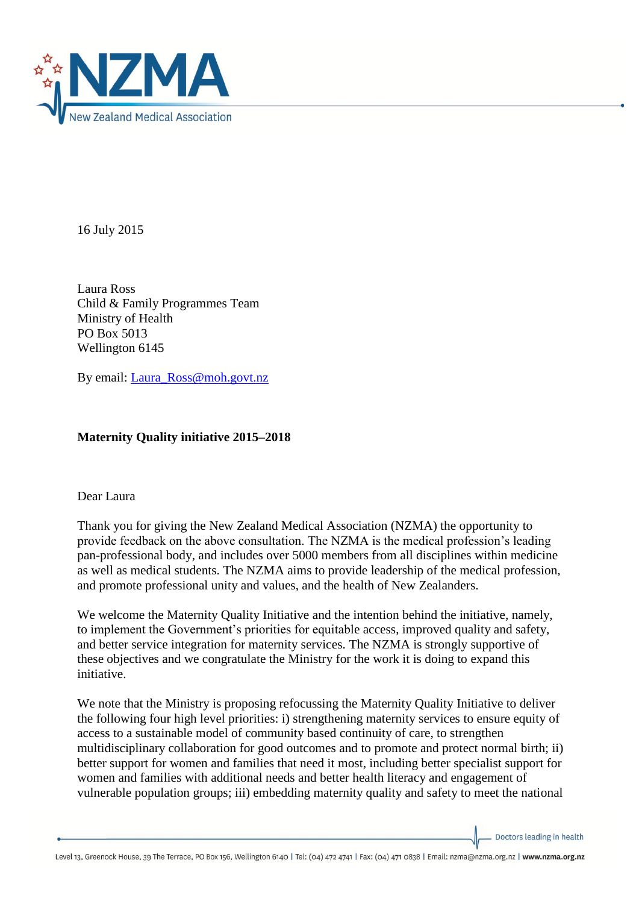16 July 2015

Laura Ross
Child & Family Programmes Team
Ministry of Health
PO Box 5013
Wellington 6145

By email: [Laura_Ross@moh.govt.nz](mailto:Laura_Ross@moh.govt.nz)

**Maternity Quality initiative 2015–2018**

Dear Laura

Thank you for giving the New Zealand Medical Association (NZMA) the opportunity to provide feedback on the above consultation. The NZMA is the medical profession's leading pan-professional body, and includes over 5000 members from all disciplines within medicine as well as medical students. The NZMA aims to provide leadership of the medical profession, and promote professional unity and values, and the health of New Zealanders.

We welcome the Maternity Quality Initiative and the intention behind the initiative, namely, to implement the Government's priorities for equitable access, improved quality and safety, and better service integration for maternity services. The NZMA is strongly supportive of these objectives and we congratulate the Ministry for the work it is doing to expand this initiative.

We note that the Ministry is proposing refocussing the Maternity Quality Initiative to deliver the following four high level priorities: i) strengthening maternity services to ensure equity of access to a sustainable model of community based continuity of care, to strengthen multidisciplinary collaboration for good outcomes and to promote and protect normal birth; ii) better support for women and families that need it most, including better specialist support for women and families with additional needs and better health literacy and engagement of vulnerable population groups; iii) embedding maternity quality and safety to meet the national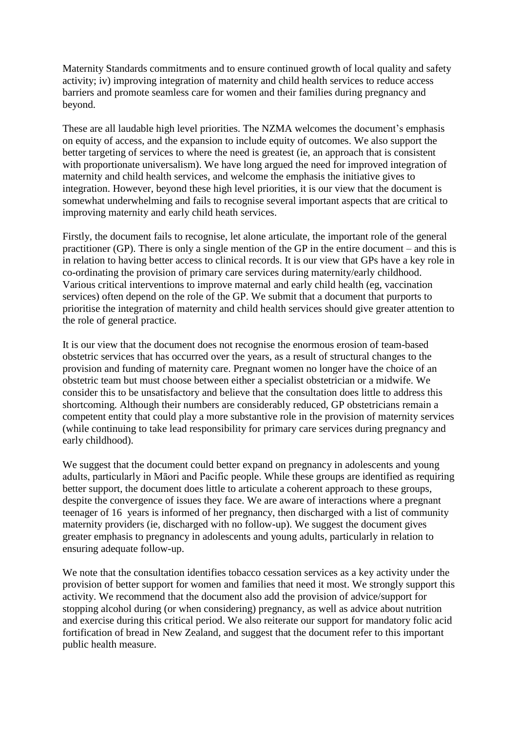Maternity Standards commitments and to ensure continued growth of local quality and safety activity; iv) improving integration of maternity and child health services to reduce access barriers and promote seamless care for women and their families during pregnancy and beyond.

These are all laudable high level priorities. The NZMA welcomes the document's emphasis on equity of access, and the expansion to include equity of outcomes. We also support the better targeting of services to where the need is greatest (ie, an approach that is consistent with proportionate universalism). We have long argued the need for improved integration of maternity and child health services, and welcome the emphasis the initiative gives to integration. However, beyond these high level priorities, it is our view that the document is somewhat underwhelming and fails to recognise several important aspects that are critical to improving maternity and early child heath services.

Firstly, the document fails to recognise, let alone articulate, the important role of the general practitioner (GP). There is only a single mention of the GP in the entire document – and this is in relation to having better access to clinical records. It is our view that GPs have a key role in co-ordinating the provision of primary care services during maternity/early childhood. Various critical interventions to improve maternal and early child health (eg, vaccination services) often depend on the role of the GP. We submit that a document that purports to prioritise the integration of maternity and child health services should give greater attention to the role of general practice.

It is our view that the document does not recognise the enormous erosion of team-based obstetric services that has occurred over the years, as a result of structural changes to the provision and funding of maternity care. Pregnant women no longer have the choice of an obstetric team but must choose between either a specialist obstetrician or a midwife. We consider this to be unsatisfactory and believe that the consultation does little to address this shortcoming. Although their numbers are considerably reduced, GP obstetricians remain a competent entity that could play a more substantive role in the provision of maternity services (while continuing to take lead responsibility for primary care services during pregnancy and early childhood).

We suggest that the document could better expand on pregnancy in adolescents and young adults, particularly in Māori and Pacific people. While these groups are identified as requiring better support, the document does little to articulate a coherent approach to these groups, despite the convergence of issues they face. We are aware of interactions where a pregnant teenager of 16 years is informed of her pregnancy, then discharged with a list of community maternity providers (ie, discharged with no follow-up). We suggest the document gives greater emphasis to pregnancy in adolescents and young adults, particularly in relation to ensuring adequate follow-up.

We note that the consultation identifies tobacco cessation services as a key activity under the provision of better support for women and families that need it most. We strongly support this activity. We recommend that the document also add the provision of advice/support for stopping alcohol during (or when considering) pregnancy, as well as advice about nutrition and exercise during this critical period. We also reiterate our support for mandatory folic acid fortification of bread in New Zealand, and suggest that the document refer to this important public health measure.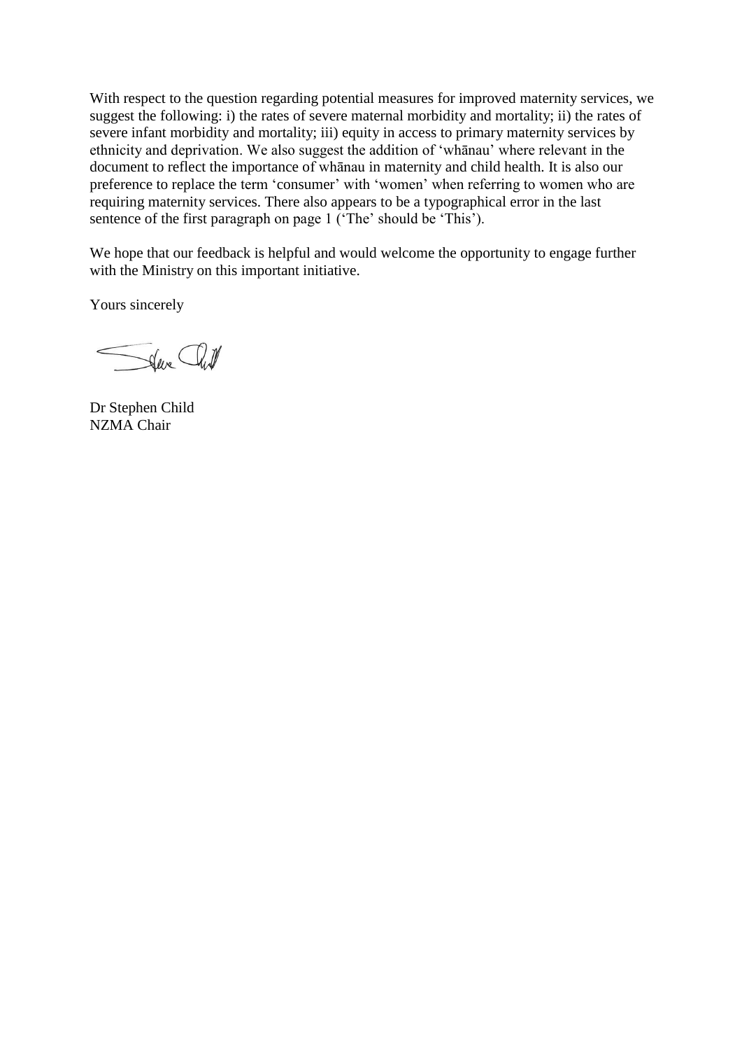With respect to the question regarding potential measures for improved maternity services, we suggest the following: i) the rates of severe maternal morbidity and mortality; ii) the rates of severe infant morbidity and mortality; iii) equity in access to primary maternity services by ethnicity and deprivation. We also suggest the addition of 'whānau' where relevant in the document to reflect the importance of whānau in maternity and child health. It is also our preference to replace the term 'consumer' with 'women' when referring to women who are requiring maternity services. There also appears to be a typographical error in the last sentence of the first paragraph on page 1 ('The' should be 'This').

We hope that our feedback is helpful and would welcome the opportunity to engage further with the Ministry on this important initiative.

Yours sincerely

Dr Stephen Child
NZMA Chair